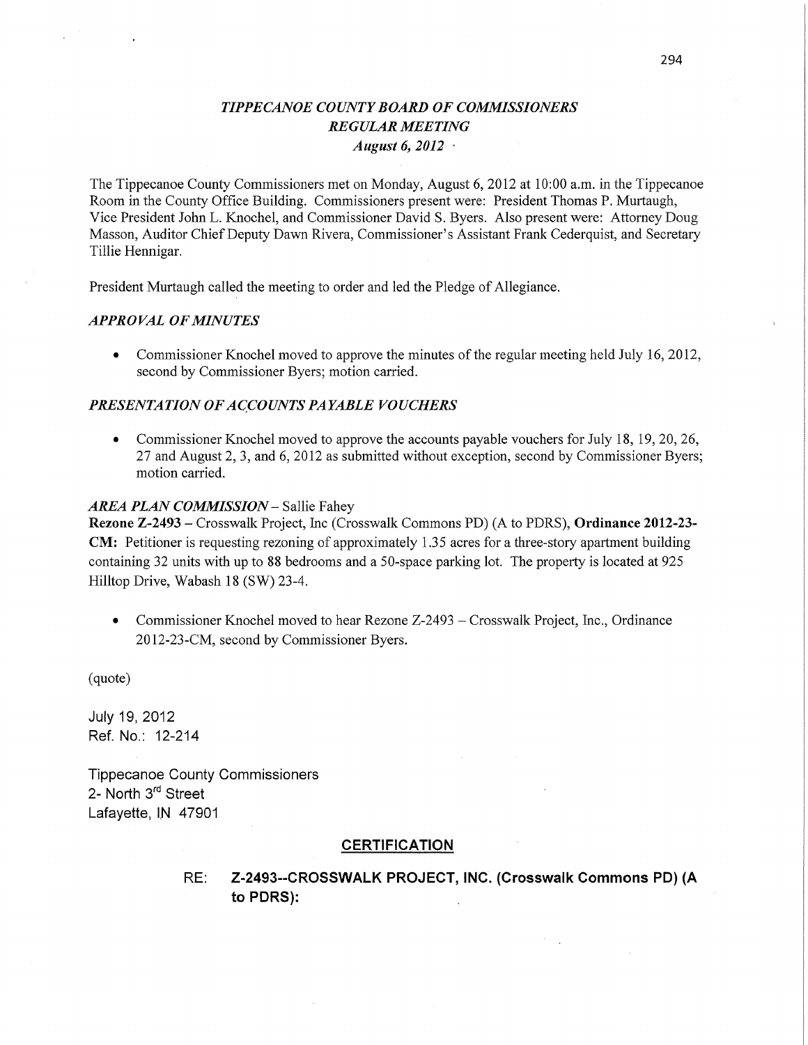# *TIPPECANOE COUNTY BOARD OF COMMISSIONERS*
## *REGULAR MEETING*
### *August 6, 2012*

The Tippecanoe County Commissioners met on Monday, August 6, 2012 at 10:00 a.m. in the Tippecanoe Room in the County Office Building. Commissioners present were: President Thomas P. Murtaugh, Vice President John L. Knochel, and Commissioner David S. Byers. Also present were: Attorney Doug Masson, Auditor Chief Deputy Dawn Rivera, Commissioner's Assistant Frank Cederquist, and Secretary Tillie Hennigar.

President Murtaugh called the meeting to order and led the Pledge of Allegiance.

### *APPROVAL OF MINUTES*

- Commissioner Knochel moved to approve the minutes of the regular meeting held July 16, 2012, second by Commissioner Byers; motion carried.

### *PRESENTATION OF ACCOUNTS PAYABLE VOUCHERS*

- Commissioner Knochel moved to approve the accounts payable vouchers for July 18, 19, 20, 26, 27 and August 2, 3, and 6, 2012 as submitted without exception, second by Commissioner Byers; motion carried.

### *AREA PLAN COMMISSION* – Sallie Fahey

**Rezone Z-2493** – Crosswalk Project, Inc (Crosswalk Commons PD) (A to PDRS), **Ordinance 2012-23-CM:** Petitioner is requesting rezoning of approximately 1.35 acres for a three-story apartment building containing 32 units with up to 88 bedrooms and a 50-space parking lot. The property is located at 925 Hilltop Drive, Wabash 18 (SW) 23-4.

- Commissioner Knochel moved to hear Rezone Z-2493 – Crosswalk Project, Inc., Ordinance 2012-23-CM, second by Commissioner Byers.

(quote)

July 19, 2012
Ref. No.: 12-214

Tippecanoe County Commissioners
2- North 3rd Street
Lafayette, IN 47901

**CERTIFICATION**

RE: **Z-2493--CROSSWALK PROJECT, INC. (Crosswalk Commons PD) (A to PDRS):**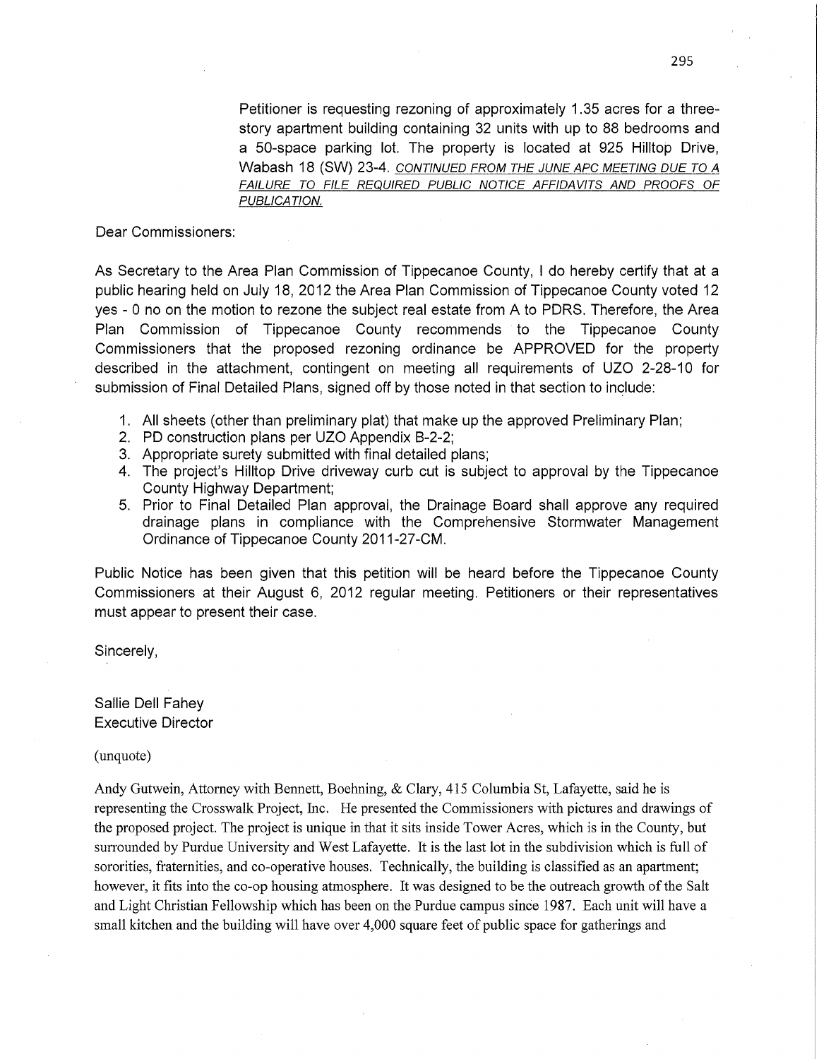Petitioner is requesting rezoning of approximately 1.35 acres for a three-story apartment building containing 32 units with up to 88 bedrooms and a 50-space parking lot. The property is located at 925 Hilltop Drive, Wabash 18 (SW) 23-4. *CONTINUED FROM THE JUNE APC MEETING DUE TO A FAILURE TO FILE REQUIRED PUBLIC NOTICE AFFIDAVITS AND PROOFS OF PUBLICATION.*

Dear Commissioners:

As Secretary to the Area Plan Commission of Tippecanoe County, I do hereby certify that at a public hearing held on July 18, 2012 the Area Plan Commission of Tippecanoe County voted 12 yes - 0 no on the motion to rezone the subject real estate from A to PDRS. Therefore, the Area Plan Commission of Tippecanoe County recommends to the Tippecanoe County Commissioners that the proposed rezoning ordinance be APPROVED for the property described in the attachment, contingent on meeting all requirements of UZO 2-28-10 for submission of Final Detailed Plans, signed off by those noted in that section to include:

1. All sheets (other than preliminary plat) that make up the approved Preliminary Plan;
2. PD construction plans per UZO Appendix B-2-2;
3. Appropriate surety submitted with final detailed plans;
4. The project's Hilltop Drive driveway curb cut is subject to approval by the Tippecanoe County Highway Department;
5. Prior to Final Detailed Plan approval, the Drainage Board shall approve any required drainage plans in compliance with the Comprehensive Stormwater Management Ordinance of Tippecanoe County 2011-27-CM.

Public Notice has been given that this petition will be heard before the Tippecanoe County Commissioners at their August 6, 2012 regular meeting. Petitioners or their representatives must appear to present their case.

Sincerely,

Sallie Dell Fahey
Executive Director

(unquote)

Andy Gutwein, Attorney with Bennett, Boehning, & Clary, 415 Columbia St, Lafayette, said he is representing the Crosswalk Project, Inc. He presented the Commissioners with pictures and drawings of the proposed project. The project is unique in that it sits inside Tower Acres, which is in the County, but surrounded by Purdue University and West Lafayette. It is the last lot in the subdivision which is full of sororities, fraternities, and co-operative houses. Technically, the building is classified as an apartment; however, it fits into the co-op housing atmosphere. It was designed to be the outreach growth of the Salt and Light Christian Fellowship which has been on the Purdue campus since 1987. Each unit will have a small kitchen and the building will have over 4,000 square feet of public space for gatherings and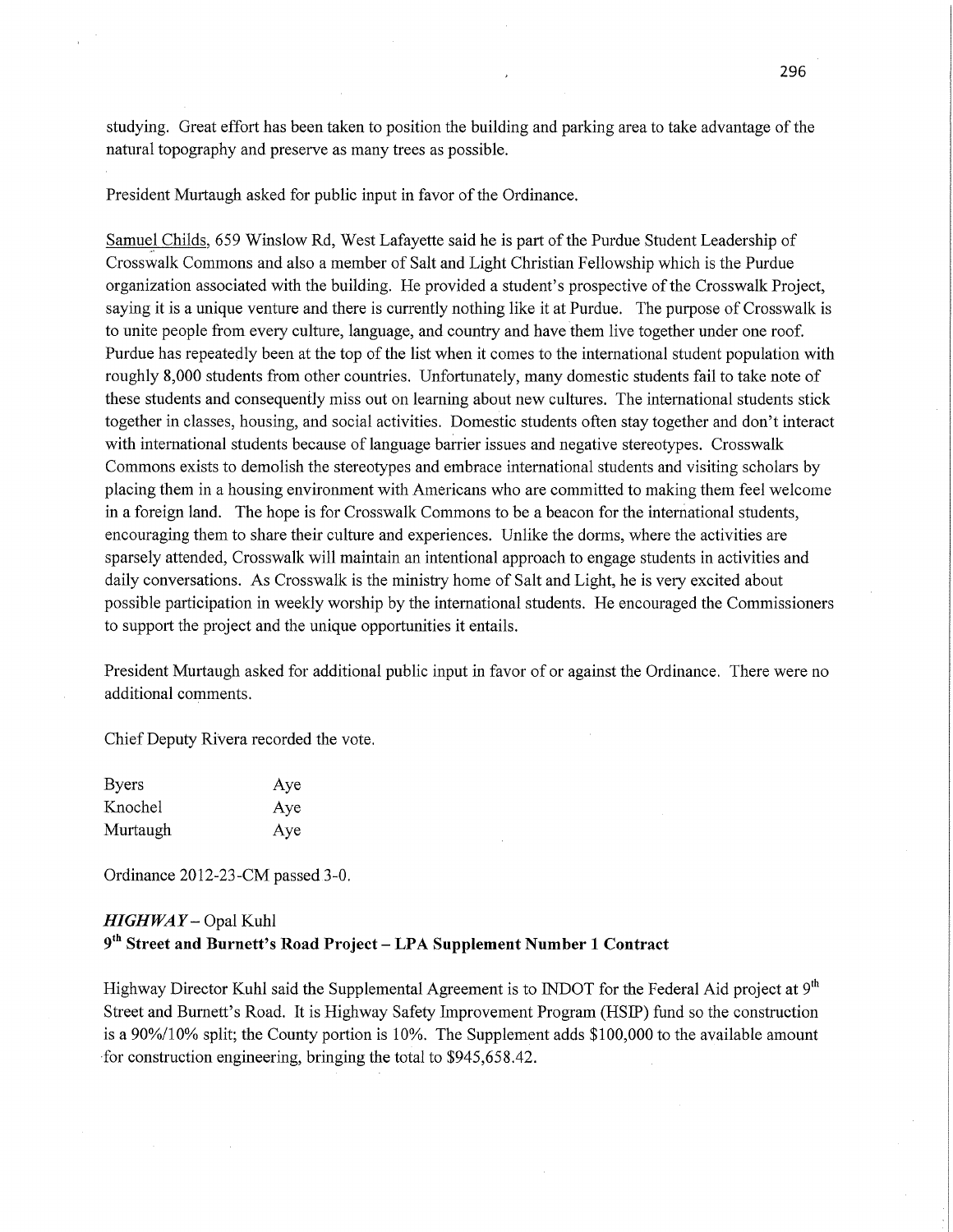studying. Great effort has been taken to position the building and parking area to take advantage of the natural topography and preserve as many trees as possible.

President Murtaugh asked for public input in favor of the Ordinance.

Samuel Childs, 659 Winslow Rd, West Lafayette said he is part of the Purdue Student Leadership of Crosswalk Commons and also a member of Salt and Light Christian Fellowship which is the Purdue organization associated with the building. He provided a student's prospective of the Crosswalk Project, saying it is a unique venture and there is currently nothing like it at Purdue. The purpose of Crosswalk is to unite people from every culture, language, and country and have them live together under one roof. Purdue has repeatedly been at the top of the list when it comes to the international student population with roughly 8,000 students from other countries. Unfortunately, many domestic students fail to take note of these students and consequently miss out on learning about new cultures. The international students stick together in classes, housing, and social activities. Domestic students often stay together and don't interact with international students because of language barrier issues and negative stereotypes. Crosswalk Commons exists to demolish the stereotypes and embrace international students and visiting scholars by placing them in a housing environment with Americans who are committed to making them feel welcome in a foreign land. The hope is for Crosswalk Commons to be a beacon for the international students, encouraging them to share their culture and experiences. Unlike the dorms, where the activities are sparsely attended, Crosswalk will maintain an intentional approach to engage students in activities and daily conversations. As Crosswalk is the ministry home of Salt and Light, he is very excited about possible participation in weekly worship by the international students. He encouraged the Commissioners to support the project and the unique opportunities it entails.

President Murtaugh asked for additional public input in favor of or against the Ordinance. There were no additional comments.

Chief Deputy Rivera recorded the vote.

| | |
|---|---|
| Byers | Aye |
| Knochel | Aye |
| Murtaugh | Aye |

Ordinance 2012-23-CM passed 3-0.

### *HIGHWAY* – Opal Kuhl

### 9th Street and Burnett's Road Project – LPA Supplement Number 1 Contract

Highway Director Kuhl said the Supplemental Agreement is to INDOT for the Federal Aid project at 9th Street and Burnett's Road. It is Highway Safety Improvement Program (HSIP) fund so the construction is a 90%/10% split; the County portion is 10%. The Supplement adds $100,000 to the available amount for construction engineering, bringing the total to $945,658.42.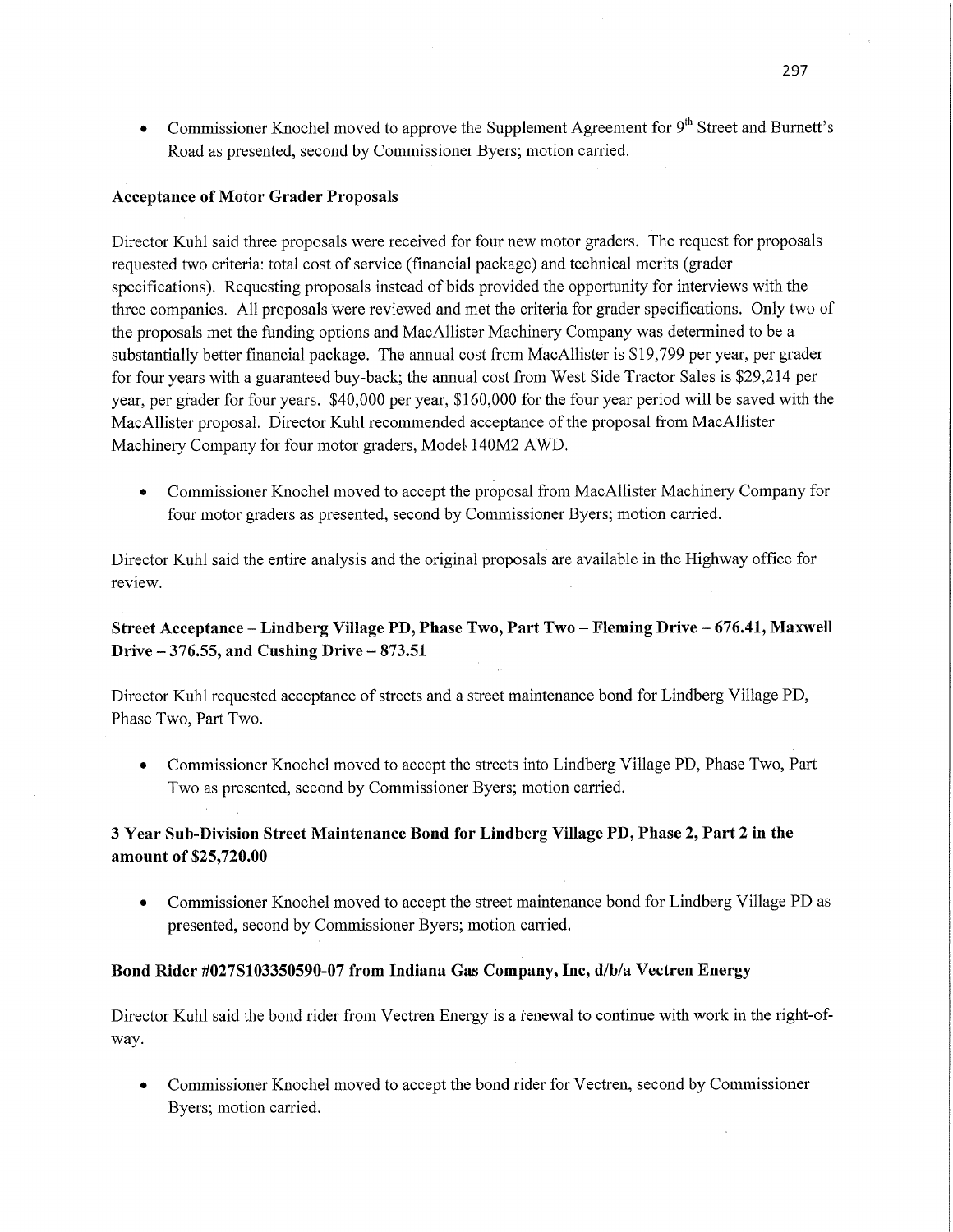- Commissioner Knochel moved to approve the Supplement Agreement for 9th Street and Burnett's Road as presented, second by Commissioner Byers; motion carried.

### Acceptance of Motor Grader Proposals

Director Kuhl said three proposals were received for four new motor graders. The request for proposals requested two criteria: total cost of service (financial package) and technical merits (grader specifications). Requesting proposals instead of bids provided the opportunity for interviews with the three companies. All proposals were reviewed and met the criteria for grader specifications. Only two of the proposals met the funding options and MacAllister Machinery Company was determined to be a substantially better financial package. The annual cost from MacAllister is $19,799 per year, per grader for four years with a guaranteed buy-back; the annual cost from West Side Tractor Sales is $29,214 per year, per grader for four years. $40,000 per year, $160,000 for the four year period will be saved with the MacAllister proposal. Director Kuhl recommended acceptance of the proposal from MacAllister Machinery Company for four motor graders, Model 140M2 AWD.

- Commissioner Knochel moved to accept the proposal from MacAllister Machinery Company for four motor graders as presented, second by Commissioner Byers; motion carried.

Director Kuhl said the entire analysis and the original proposals are available in the Highway office for review.

### Street Acceptance – Lindberg Village PD, Phase Two, Part Two – Fleming Drive – 676.41, Maxwell Drive – 376.55, and Cushing Drive – 873.51

Director Kuhl requested acceptance of streets and a street maintenance bond for Lindberg Village PD, Phase Two, Part Two.

- Commissioner Knochel moved to accept the streets into Lindberg Village PD, Phase Two, Part Two as presented, second by Commissioner Byers; motion carried.

### 3 Year Sub-Division Street Maintenance Bond for Lindberg Village PD, Phase 2, Part 2 in the amount of $25,720.00

- Commissioner Knochel moved to accept the street maintenance bond for Lindberg Village PD as presented, second by Commissioner Byers; motion carried.

### Bond Rider #027S103350590-07 from Indiana Gas Company, Inc, d/b/a Vectren Energy

Director Kuhl said the bond rider from Vectren Energy is a renewal to continue with work in the right-of-way.

- Commissioner Knochel moved to accept the bond rider for Vectren, second by Commissioner Byers; motion carried.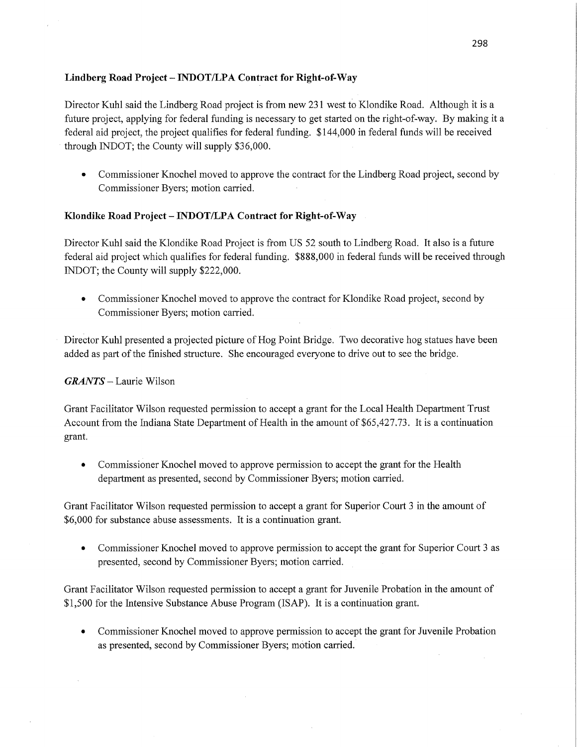**Lindberg Road Project – INDOT/LPA Contract for Right-of-Way**

Director Kuhl said the Lindberg Road project is from new 231 west to Klondike Road. Although it is a future project, applying for federal funding is necessary to get started on the right-of-way. By making it a federal aid project, the project qualifies for federal funding. $144,000 in federal funds will be received through INDOT; the County will supply $36,000.

- Commissioner Knochel moved to approve the contract for the Lindberg Road project, second by Commissioner Byers; motion carried.

**Klondike Road Project – INDOT/LPA Contract for Right-of-Way**

Director Kuhl said the Klondike Road Project is from US 52 south to Lindberg Road. It also is a future federal aid project which qualifies for federal funding. $888,000 in federal funds will be received through INDOT; the County will supply $222,000.

- Commissioner Knochel moved to approve the contract for Klondike Road project, second by Commissioner Byers; motion carried.

Director Kuhl presented a projected picture of Hog Point Bridge. Two decorative hog statues have been added as part of the finished structure. She encouraged everyone to drive out to see the bridge.

***GRANTS*** – Laurie Wilson

Grant Facilitator Wilson requested permission to accept a grant for the Local Health Department Trust Account from the Indiana State Department of Health in the amount of $65,427.73. It is a continuation grant.

- Commissioner Knochel moved to approve permission to accept the grant for the Health department as presented, second by Commissioner Byers; motion carried.

Grant Facilitator Wilson requested permission to accept a grant for Superior Court 3 in the amount of $6,000 for substance abuse assessments. It is a continuation grant.

- Commissioner Knochel moved to approve permission to accept the grant for Superior Court 3 as presented, second by Commissioner Byers; motion carried.

Grant Facilitator Wilson requested permission to accept a grant for Juvenile Probation in the amount of $1,500 for the Intensive Substance Abuse Program (ISAP). It is a continuation grant.

- Commissioner Knochel moved to approve permission to accept the grant for Juvenile Probation as presented, second by Commissioner Byers; motion carried.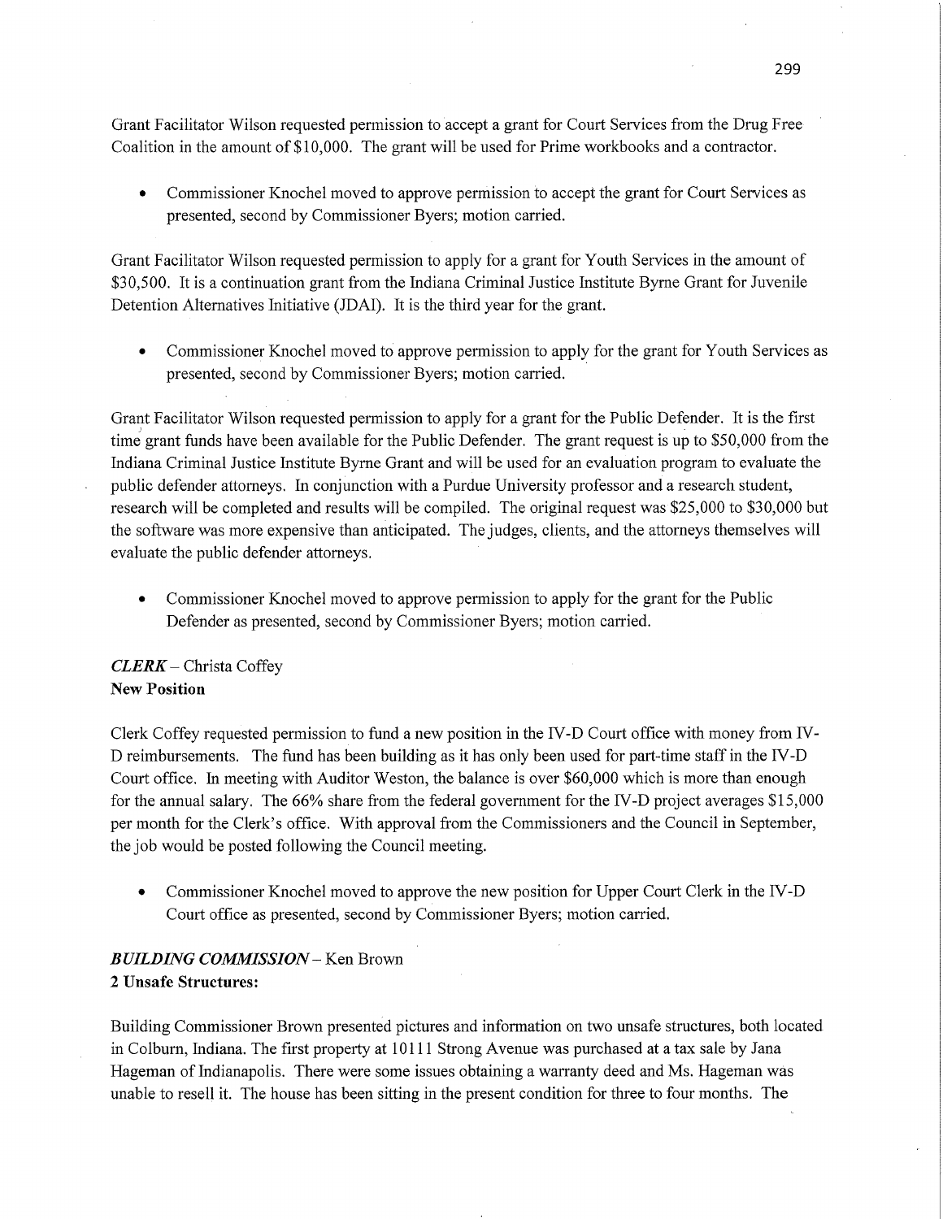Grant Facilitator Wilson requested permission to accept a grant for Court Services from the Drug Free Coalition in the amount of $10,000. The grant will be used for Prime workbooks and a contractor.

- Commissioner Knochel moved to approve permission to accept the grant for Court Services as presented, second by Commissioner Byers; motion carried.

Grant Facilitator Wilson requested permission to apply for a grant for Youth Services in the amount of $30,500. It is a continuation grant from the Indiana Criminal Justice Institute Byrne Grant for Juvenile Detention Alternatives Initiative (JDAI). It is the third year for the grant.

- Commissioner Knochel moved to approve permission to apply for the grant for Youth Services as presented, second by Commissioner Byers; motion carried.

Grant Facilitator Wilson requested permission to apply for a grant for the Public Defender. It is the first time grant funds have been available for the Public Defender. The grant request is up to $50,000 from the Indiana Criminal Justice Institute Byrne Grant and will be used for an evaluation program to evaluate the public defender attorneys. In conjunction with a Purdue University professor and a research student, research will be completed and results will be compiled. The original request was $25,000 to $30,000 but the software was more expensive than anticipated. The judges, clients, and the attorneys themselves will evaluate the public defender attorneys.

- Commissioner Knochel moved to approve permission to apply for the grant for the Public Defender as presented, second by Commissioner Byers; motion carried.

***CLERK*** – Christa Coffey
**New Position**

Clerk Coffey requested permission to fund a new position in the IV-D Court office with money from IV-D reimbursements. The fund has been building as it has only been used for part-time staff in the IV-D Court office. In meeting with Auditor Weston, the balance is over $60,000 which is more than enough for the annual salary. The 66% share from the federal government for the IV-D project averages $15,000 per month for the Clerk's office. With approval from the Commissioners and the Council in September, the job would be posted following the Council meeting.

- Commissioner Knochel moved to approve the new position for Upper Court Clerk in the IV-D Court office as presented, second by Commissioner Byers; motion carried.

***BUILDING COMMISSION*** – Ken Brown
**2 Unsafe Structures:**

Building Commissioner Brown presented pictures and information on two unsafe structures, both located in Colburn, Indiana. The first property at 10111 Strong Avenue was purchased at a tax sale by Jana Hageman of Indianapolis. There were some issues obtaining a warranty deed and Ms. Hageman was unable to resell it. The house has been sitting in the present condition for three to four months. The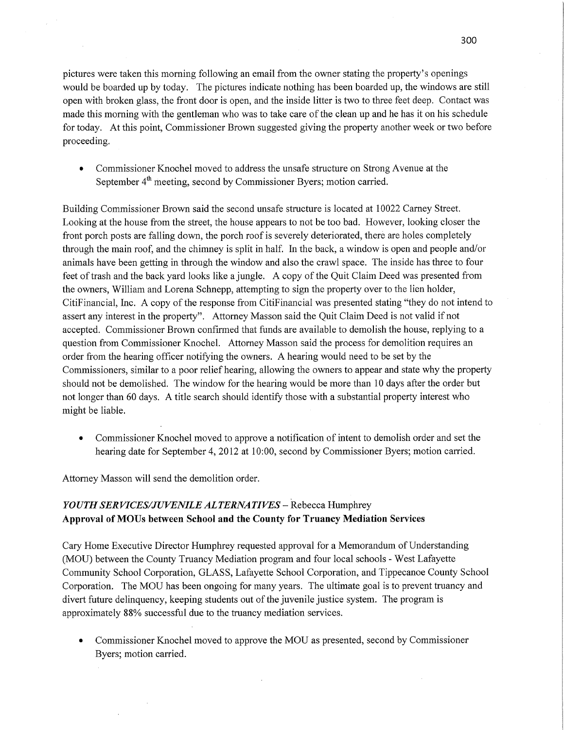pictures were taken this morning following an email from the owner stating the property's openings would be boarded up by today. The pictures indicate nothing has been boarded up, the windows are still open with broken glass, the front door is open, and the inside litter is two to three feet deep. Contact was made this morning with the gentleman who was to take care of the clean up and he has it on his schedule for today. At this point, Commissioner Brown suggested giving the property another week or two before proceeding.

- Commissioner Knochel moved to address the unsafe structure on Strong Avenue at the September 4th meeting, second by Commissioner Byers; motion carried.

Building Commissioner Brown said the second unsafe structure is located at 10022 Carney Street. Looking at the house from the street, the house appears to not be too bad. However, looking closer the front porch posts are falling down, the porch roof is severely deteriorated, there are holes completely through the main roof, and the chimney is split in half. In the back, a window is open and people and/or animals have been getting in through the window and also the crawl space. The inside has three to four feet of trash and the back yard looks like a jungle. A copy of the Quit Claim Deed was presented from the owners, William and Lorena Schnepp, attempting to sign the property over to the lien holder, CitiFinancial, Inc. A copy of the response from CitiFinancial was presented stating "they do not intend to assert any interest in the property". Attorney Masson said the Quit Claim Deed is not valid if not accepted. Commissioner Brown confirmed that funds are available to demolish the house, replying to a question from Commissioner Knochel. Attorney Masson said the process for demolition requires an order from the hearing officer notifying the owners. A hearing would need to be set by the Commissioners, similar to a poor relief hearing, allowing the owners to appear and state why the property should not be demolished. The window for the hearing would be more than 10 days after the order but not longer than 60 days. A title search should identify those with a substantial property interest who might be liable.

- Commissioner Knochel moved to approve a notification of intent to demolish order and set the hearing date for September 4, 2012 at 10:00, second by Commissioner Byers; motion carried.

Attorney Masson will send the demolition order.

***YOUTH SERVICES/JUVENILE ALTERNATIVES*** – Rebecca Humphrey
**Approval of MOUs between School and the County for Truancy Mediation Services**

Cary Home Executive Director Humphrey requested approval for a Memorandum of Understanding (MOU) between the County Truancy Mediation program and four local schools - West Lafayette Community School Corporation, GLASS, Lafayette School Corporation, and Tippecanoe County School Corporation. The MOU has been ongoing for many years. The ultimate goal is to prevent truancy and divert future delinquency, keeping students out of the juvenile justice system. The program is approximately 88% successful due to the truancy mediation services.

- Commissioner Knochel moved to approve the MOU as presented, second by Commissioner Byers; motion carried.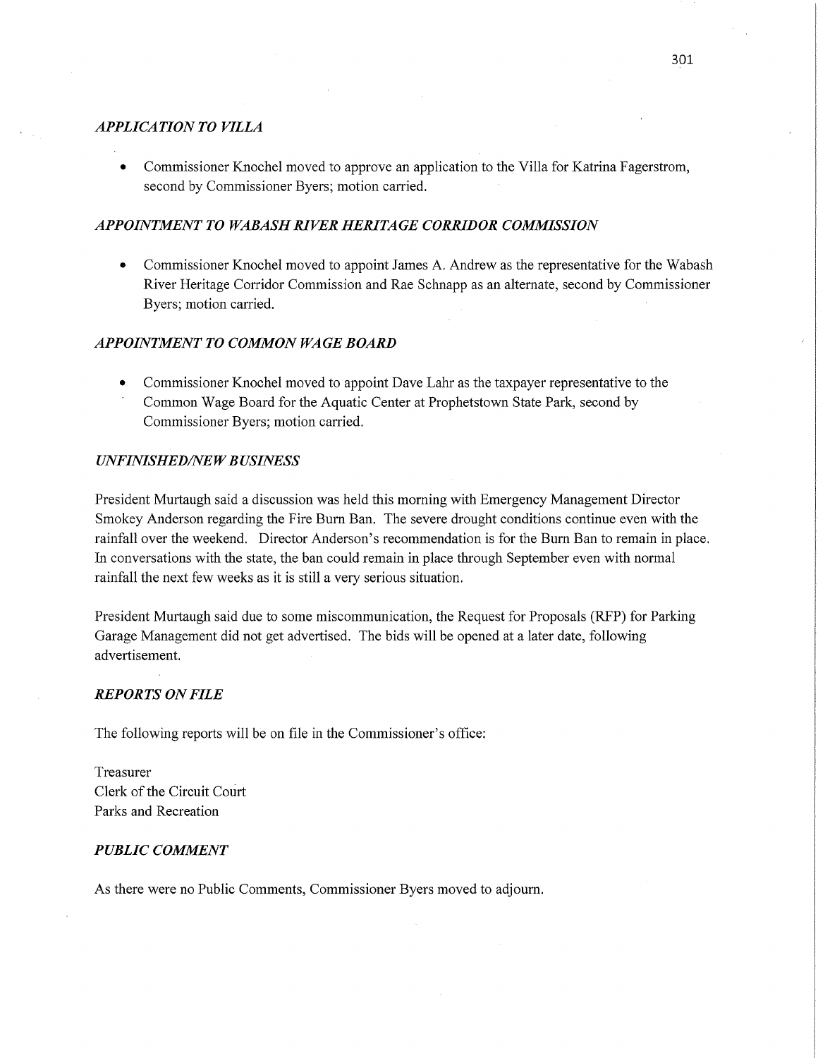### *APPLICATION TO VILLA*

- Commissioner Knochel moved to approve an application to the Villa for Katrina Fagerstrom, second by Commissioner Byers; motion carried.

### *APPOINTMENT TO WABASH RIVER HERITAGE CORRIDOR COMMISSION*

- Commissioner Knochel moved to appoint James A. Andrew as the representative for the Wabash River Heritage Corridor Commission and Rae Schnapp as an alternate, second by Commissioner Byers; motion carried.

### *APPOINTMENT TO COMMON WAGE BOARD*

- Commissioner Knochel moved to appoint Dave Lahr as the taxpayer representative to the Common Wage Board for the Aquatic Center at Prophetstown State Park, second by Commissioner Byers; motion carried.

### *UNFINISHED/NEW BUSINESS*

President Murtaugh said a discussion was held this morning with Emergency Management Director Smokey Anderson regarding the Fire Burn Ban. The severe drought conditions continue even with the rainfall over the weekend. Director Anderson's recommendation is for the Burn Ban to remain in place. In conversations with the state, the ban could remain in place through September even with normal rainfall the next few weeks as it is still a very serious situation.

President Murtaugh said due to some miscommunication, the Request for Proposals (RFP) for Parking Garage Management did not get advertised. The bids will be opened at a later date, following advertisement.

### *REPORTS ON FILE*

The following reports will be on file in the Commissioner's office:

Treasurer
Clerk of the Circuit Court
Parks and Recreation

### *PUBLIC COMMENT*

As there were no Public Comments, Commissioner Byers moved to adjourn.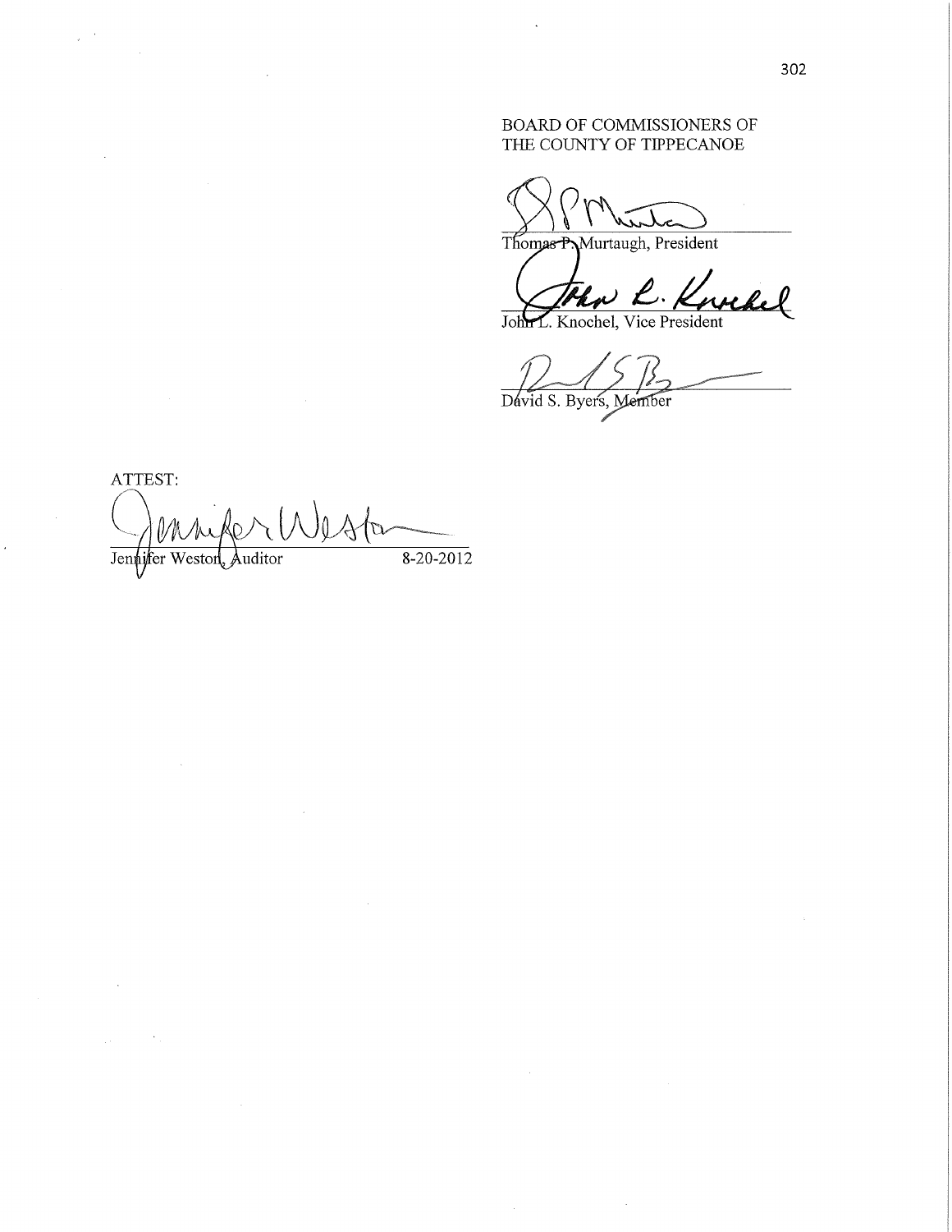BOARD OF COMMISSIONERS OF
THE COUNTY OF TIPPECANOE

Thomas P. Murtaugh, President

John L. Knochel, Vice President

David S. Byers, Member

ATTEST:

Jennifer Weston, Auditor 8-20-2012